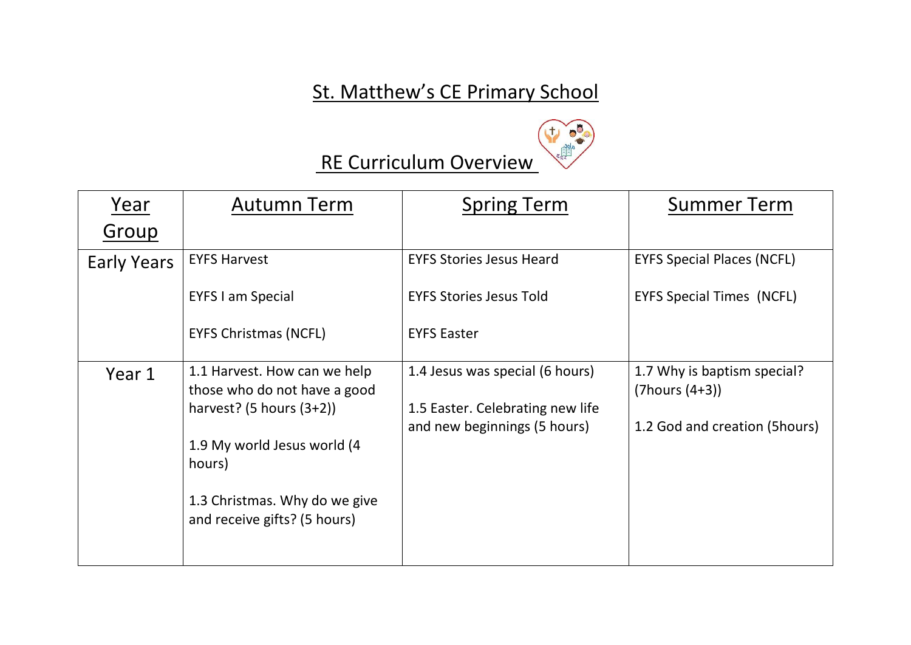# St. Matthew's CE Primary School

## RE Curriculum Overview

| Year Group | Autumn Term | Spring Term | Summer Term |
|---|---|---|---|
| Early Years | EYFS Harvest<br><br>EYFS I am Special<br><br>EYFS Christmas (NCFL) | EYFS Stories Jesus Heard<br><br>EYFS Stories Jesus Told<br><br>EYFS Easter | EYFS Special Places (NCFL)<br><br>EYFS Special Times (NCFL) |
| Year 1 | 1.1 Harvest. How can we help those who do not have a good harvest? (5 hours (3+2))<br><br>1.9 My world Jesus world (4 hours)<br><br>1.3 Christmas. Why do we give and receive gifts? (5 hours) | 1.4 Jesus was special (6 hours)<br><br>1.5 Easter. Celebrating new life and new beginnings (5 hours) | 1.7 Why is baptism special? (7hours (4+3))<br><br>1.2 God and creation (5hours) |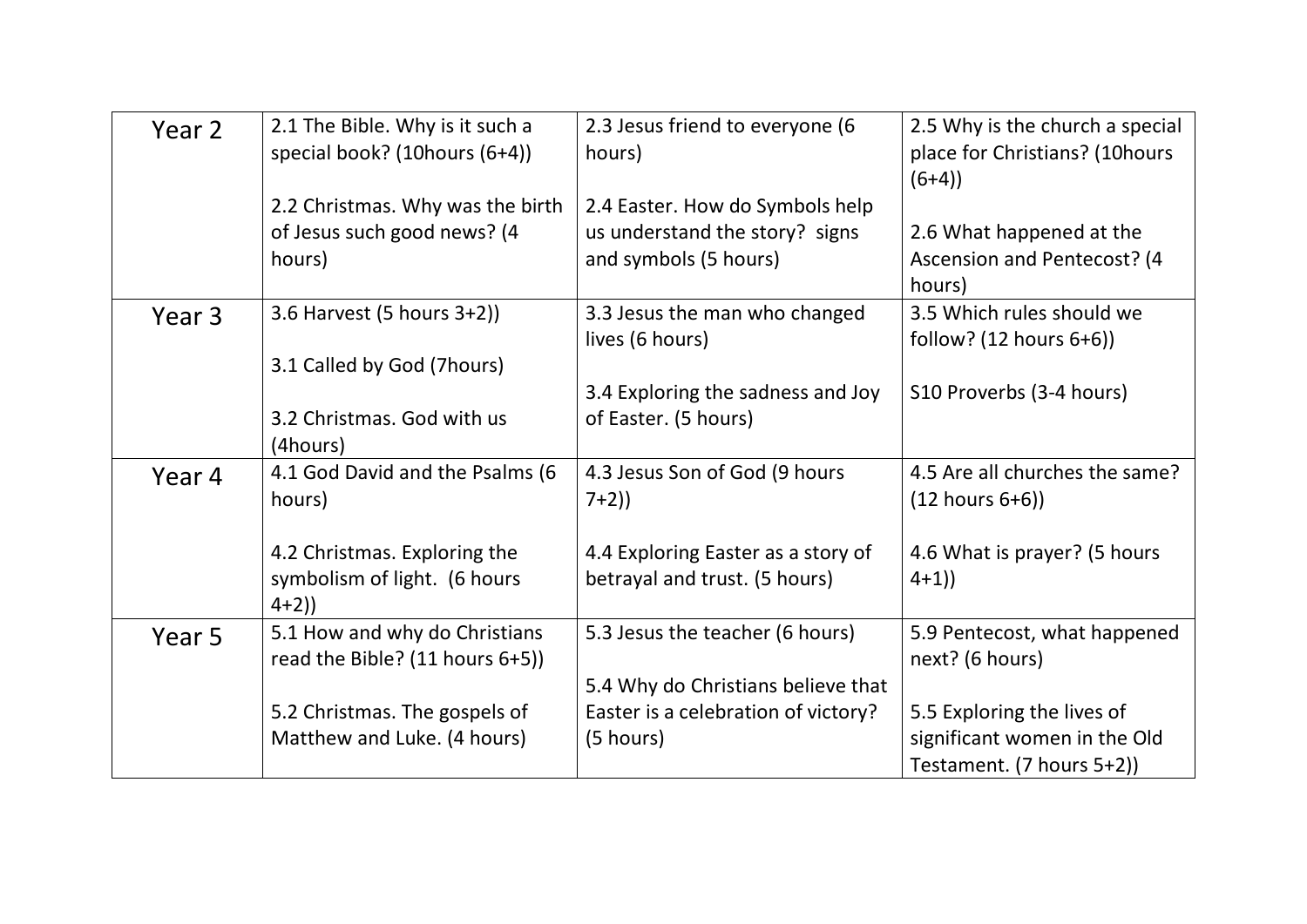| Year 2 | 2.1 The Bible. Why is it such a special book? (10hours (6+4))<br><br>2.2 Christmas. Why was the birth of Jesus such good news? (4 hours) | 2.3 Jesus friend to everyone (6 hours)<br><br>2.4 Easter. How do Symbols help us understand the story? signs and symbols (5 hours) | 2.5 Why is the church a special place for Christians? (10hours (6+4))<br><br>2.6 What happened at the Ascension and Pentecost? (4 hours) |
|---|---|---|---|
| Year 3 | 3.6 Harvest (5 hours 3+2))<br><br>3.1 Called by God (7hours)<br><br>3.2 Christmas. God with us (4hours) | 3.3 Jesus the man who changed lives (6 hours)<br><br>3.4 Exploring the sadness and Joy of Easter. (5 hours) | 3.5 Which rules should we follow? (12 hours 6+6))<br><br>S10 Proverbs (3-4 hours) |
| Year 4 | 4.1 God David and the Psalms (6 hours)<br><br>4.2 Christmas. Exploring the symbolism of light. (6 hours 4+2)) | 4.3 Jesus Son of God (9 hours 7+2))<br><br>4.4 Exploring Easter as a story of betrayal and trust. (5 hours) | 4.5 Are all churches the same? (12 hours 6+6))<br><br>4.6 What is prayer? (5 hours 4+1)) |
| Year 5 | 5.1 How and why do Christians read the Bible? (11 hours 6+5))<br><br>5.2 Christmas. The gospels of Matthew and Luke. (4 hours) | 5.3 Jesus the teacher (6 hours)<br><br>5.4 Why do Christians believe that Easter is a celebration of victory? (5 hours) | 5.9 Pentecost, what happened next? (6 hours)<br><br>5.5 Exploring the lives of significant women in the Old Testament. (7 hours 5+2)) |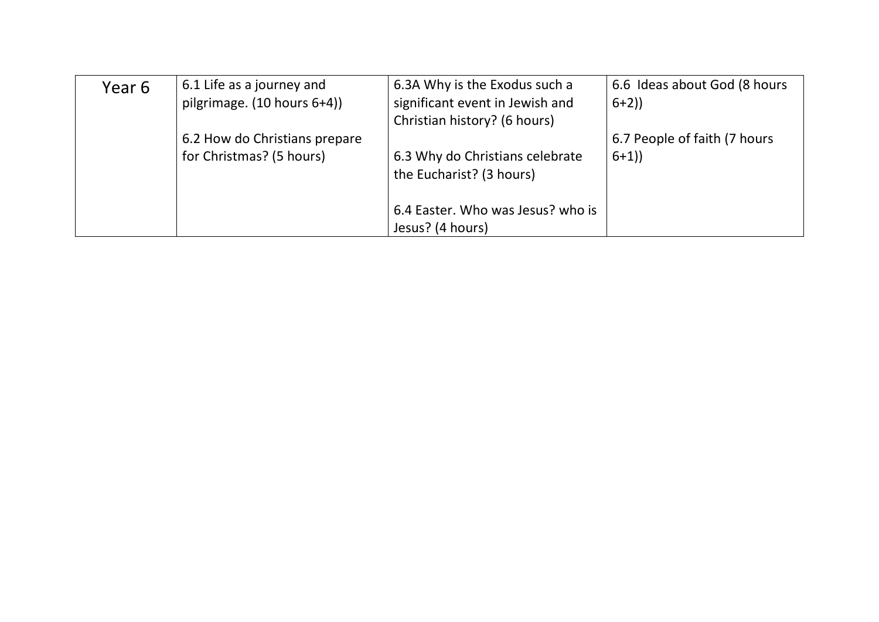| | | | |
|---|---|---|---|
| Year 6 | 6.1 Life as a journey and pilgrimage. (10 hours 6+4))<br><br>6.2 How do Christians prepare for Christmas? (5 hours) | 6.3A Why is the Exodus such a significant event in Jewish and Christian history? (6 hours)<br><br>6.3 Why do Christians celebrate the Eucharist? (3 hours)<br><br>6.4 Easter. Who was Jesus? who is Jesus? (4 hours) | 6.6 Ideas about God (8 hours 6+2))<br><br>6.7 People of faith (7 hours 6+1)) |